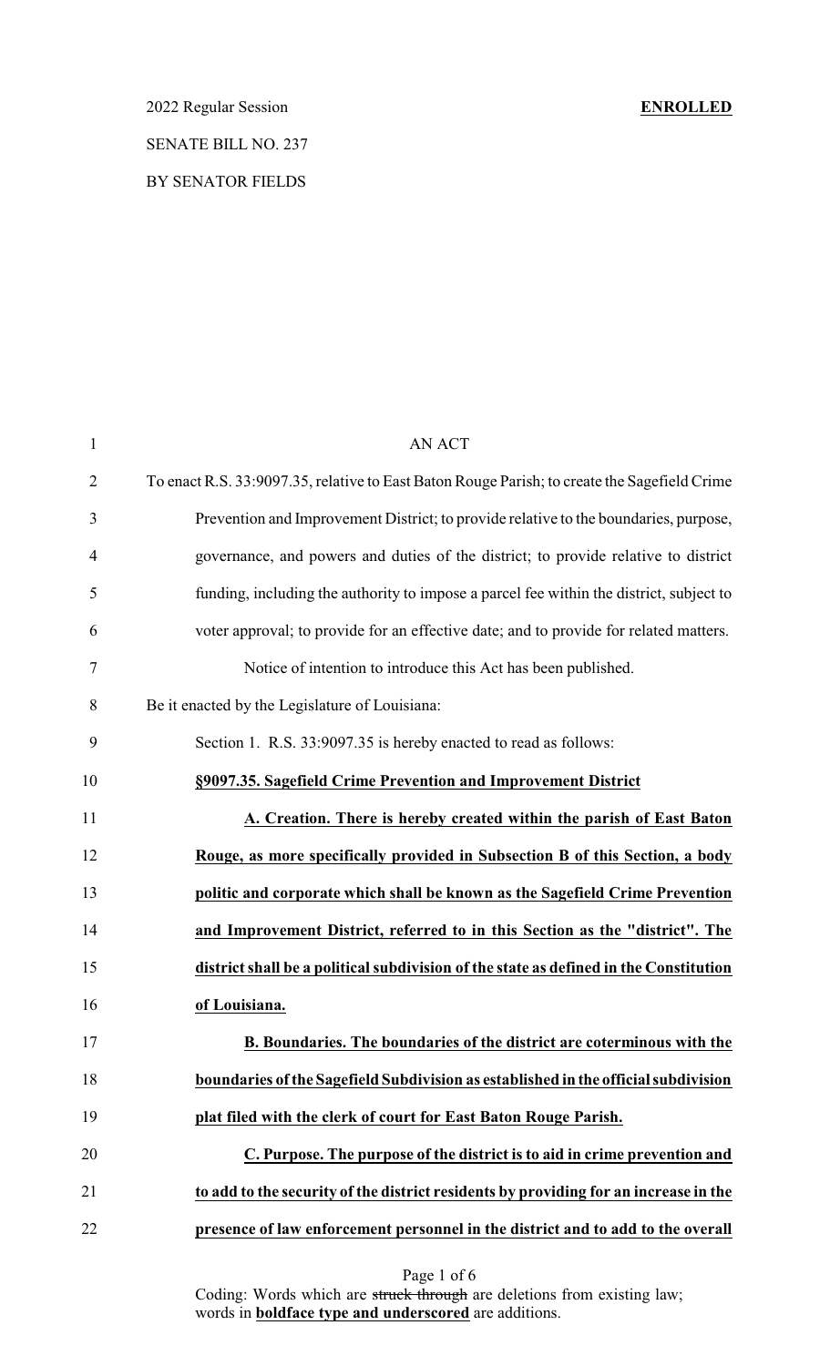2022 Regular Session **ENROLLED**

SENATE BILL NO. 237

BY SENATOR FIELDS

AN ACT

To enact R.S. 33:9097.35, relative to East Baton Rouge Parish; to create the Sagefield Crime Prevention and Improvement District; to provide relative to the boundaries, purpose, governance, and powers and duties of the district; to provide relative to district funding, including the authority to impose a parcel fee within the district, subject to voter approval; to provide for an effective date; and to provide for related matters.

Notice of intention to introduce this Act has been published.

Be it enacted by the Legislature of Louisiana:

Section 1. R.S. 33:9097.35 is hereby enacted to read as follows:

**§9097.35. Sagefield Crime Prevention and Improvement District**

**A. Creation. There is hereby created within the parish of East Baton Rouge, as more specifically provided in Subsection B of this Section, a body politic and corporate which shall be known as the Sagefield Crime Prevention and Improvement District, referred to in this Section as the "district". The district shall be a political subdivision of the state as defined in the Constitution of Louisiana.**

**B. Boundaries. The boundaries of the district are coterminous with the boundaries of the Sagefield Subdivision as established in the official subdivision plat filed with the clerk of court for East Baton Rouge Parish.**

**C. Purpose. The purpose of the district is to aid in crime prevention and to add to the security of the district residents by providing for an increase in the presence of law enforcement personnel in the district and to add to the overall**

Coding: Words which are ~~struck through~~ are deletions from existing law; words in **boldface type and underscored** are additions.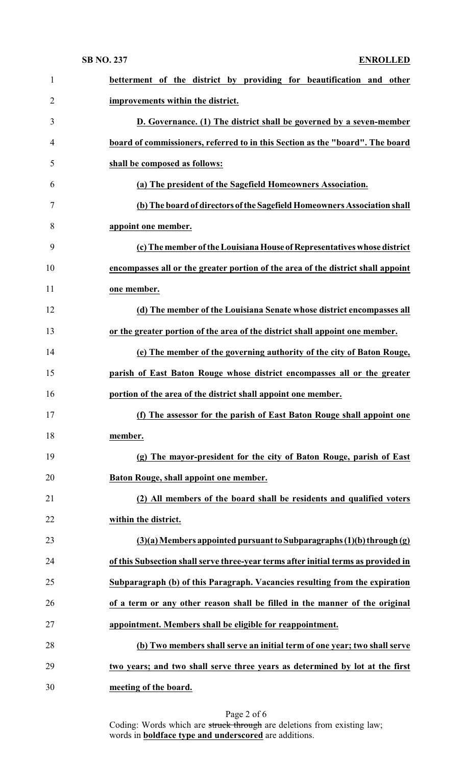**betterment of the district by providing for beautification and other improvements within the district.**

**D. Governance. (1) The district shall be governed by a seven-member board of commissioners, referred to in this Section as the "board". The board shall be composed as follows:**

**(a) The president of the Sagefield Homeowners Association.**

**(b) The board of directors of the Sagefield Homeowners Association shall appoint one member.**

**(c) The member of the Louisiana House of Representatives whose district encompasses all or the greater portion of the area of the district shall appoint one member.**

**(d) The member of the Louisiana Senate whose district encompasses all or the greater portion of the area of the district shall appoint one member.**

**(e) The member of the governing authority of the city of Baton Rouge, parish of East Baton Rouge whose district encompasses all or the greater portion of the area of the district shall appoint one member.**

**(f) The assessor for the parish of East Baton Rouge shall appoint one member.**

**(g) The mayor-president for the city of Baton Rouge, parish of East Baton Rouge, shall appoint one member.**

**(2) All members of the board shall be residents and qualified voters within the district.**

**(3)(a) Members appointed pursuant to Subparagraphs (1)(b) through (g) of this Subsection shall serve three-year terms after initial terms as provided in Subparagraph (b) of this Paragraph. Vacancies resulting from the expiration of a term or any other reason shall be filled in the manner of the original appointment. Members shall be eligible for reappointment.**

**(b) Two members shall serve an initial term of one year; two shall serve two years; and two shall serve three years as determined by lot at the first meeting of the board.**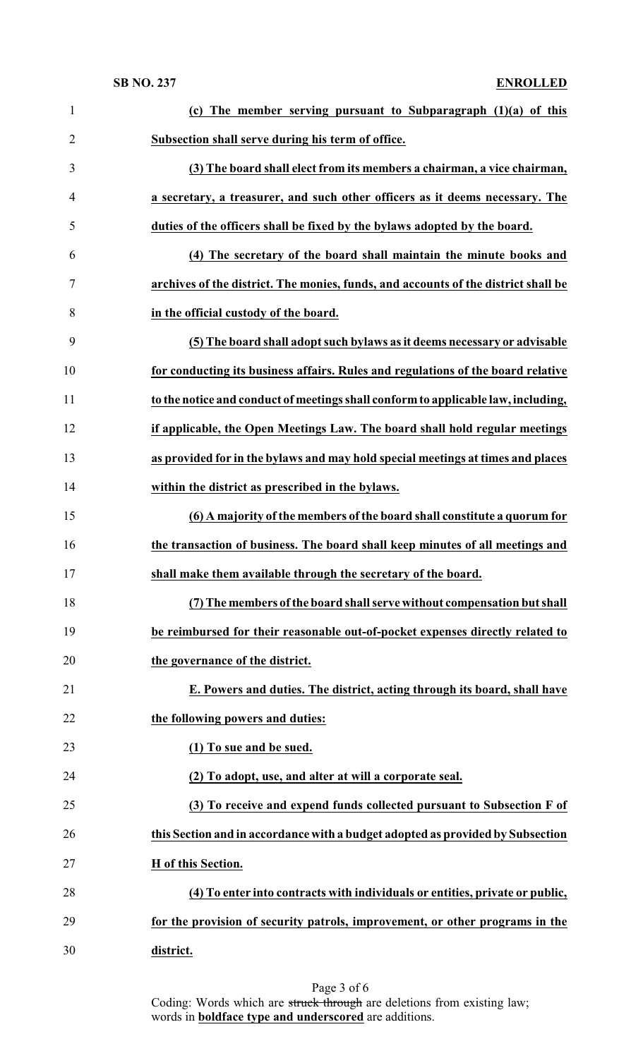**(c) The member serving pursuant to Subparagraph (1)(a) of this Subsection shall serve during his term of office.**

**(3) The board shall elect from its members a chairman, a vice chairman, a secretary, a treasurer, and such other officers as it deems necessary. The duties of the officers shall be fixed by the bylaws adopted by the board.**

**(4) The secretary of the board shall maintain the minute books and archives of the district. The monies, funds, and accounts of the district shall be in the official custody of the board.**

**(5) The board shall adopt such bylaws as it deems necessary or advisable for conducting its business affairs. Rules and regulations of the board relative to the notice and conduct of meetings shall conform to applicable law, including, if applicable, the Open Meetings Law. The board shall hold regular meetings as provided for in the bylaws and may hold special meetings at times and places within the district as prescribed in the bylaws.**

**(6) A majority of the members of the board shall constitute a quorum for the transaction of business. The board shall keep minutes of all meetings and shall make them available through the secretary of the board.**

**(7) The members of the board shall serve without compensation but shall be reimbursed for their reasonable out-of-pocket expenses directly related to the governance of the district.**

**E. Powers and duties. The district, acting through its board, shall have the following powers and duties:**

**(1) To sue and be sued.**

**(2) To adopt, use, and alter at will a corporate seal.**

**(3) To receive and expend funds collected pursuant to Subsection F of this Section and in accordance with a budget adopted as provided by Subsection H of this Section.**

**(4) To enter into contracts with individuals or entities, private or public, for the provision of security patrols, improvement, or other programs in the district.**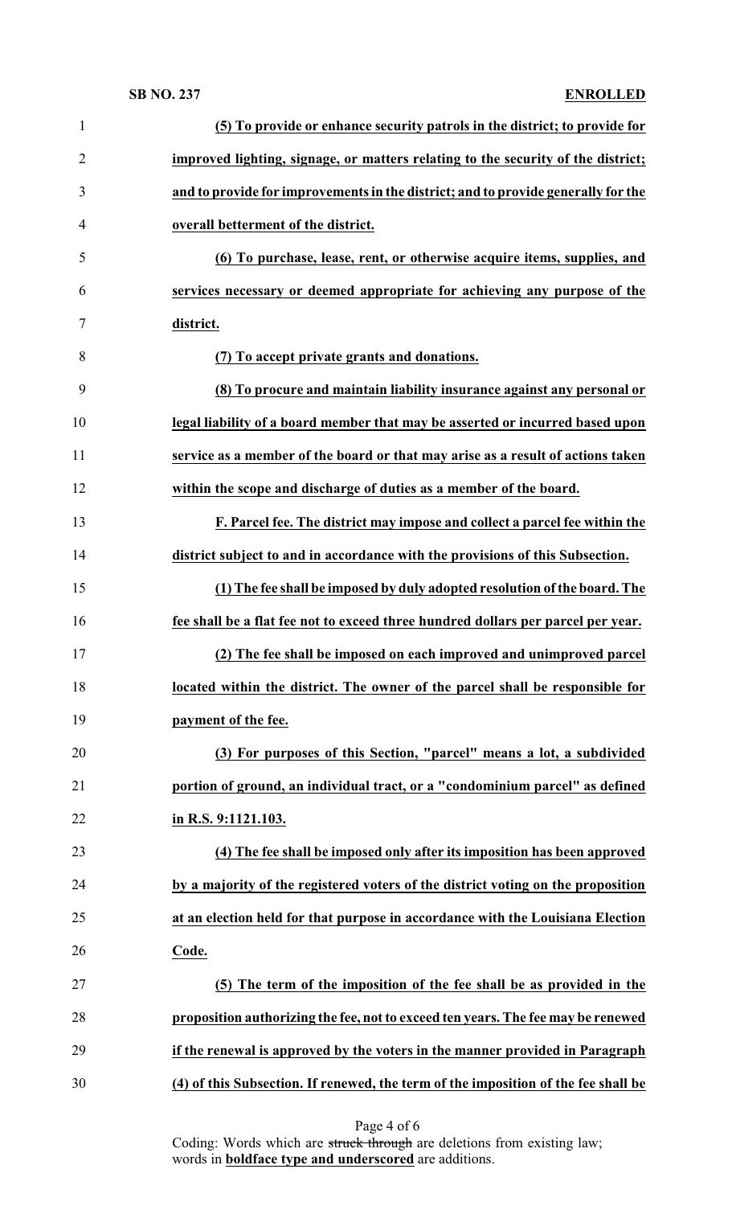**(5) To provide or enhance security patrols in the district; to provide for improved lighting, signage, or matters relating to the security of the district; and to provide for improvements in the district; and to provide generally for the overall betterment of the district.**

**(6) To purchase, lease, rent, or otherwise acquire items, supplies, and services necessary or deemed appropriate for achieving any purpose of the district.**

**(7) To accept private grants and donations.**

**(8) To procure and maintain liability insurance against any personal or legal liability of a board member that may be asserted or incurred based upon service as a member of the board or that may arise as a result of actions taken within the scope and discharge of duties as a member of the board.**

**F. Parcel fee. The district may impose and collect a parcel fee within the district subject to and in accordance with the provisions of this Subsection.**

**(1) The fee shall be imposed by duly adopted resolution of the board. The fee shall be a flat fee not to exceed three hundred dollars per parcel per year.**

**(2) The fee shall be imposed on each improved and unimproved parcel located within the district. The owner of the parcel shall be responsible for payment of the fee.**

**(3) For purposes of this Section, "parcel" means a lot, a subdivided portion of ground, an individual tract, or a "condominium parcel" as defined in R.S. 9:1121.103.**

**(4) The fee shall be imposed only after its imposition has been approved by a majority of the registered voters of the district voting on the proposition at an election held for that purpose in accordance with the Louisiana Election Code.**

**(5) The term of the imposition of the fee shall be as provided in the proposition authorizing the fee, not to exceed ten years. The fee may be renewed if the renewal is approved by the voters in the manner provided in Paragraph (4) of this Subsection. If renewed, the term of the imposition of the fee shall be**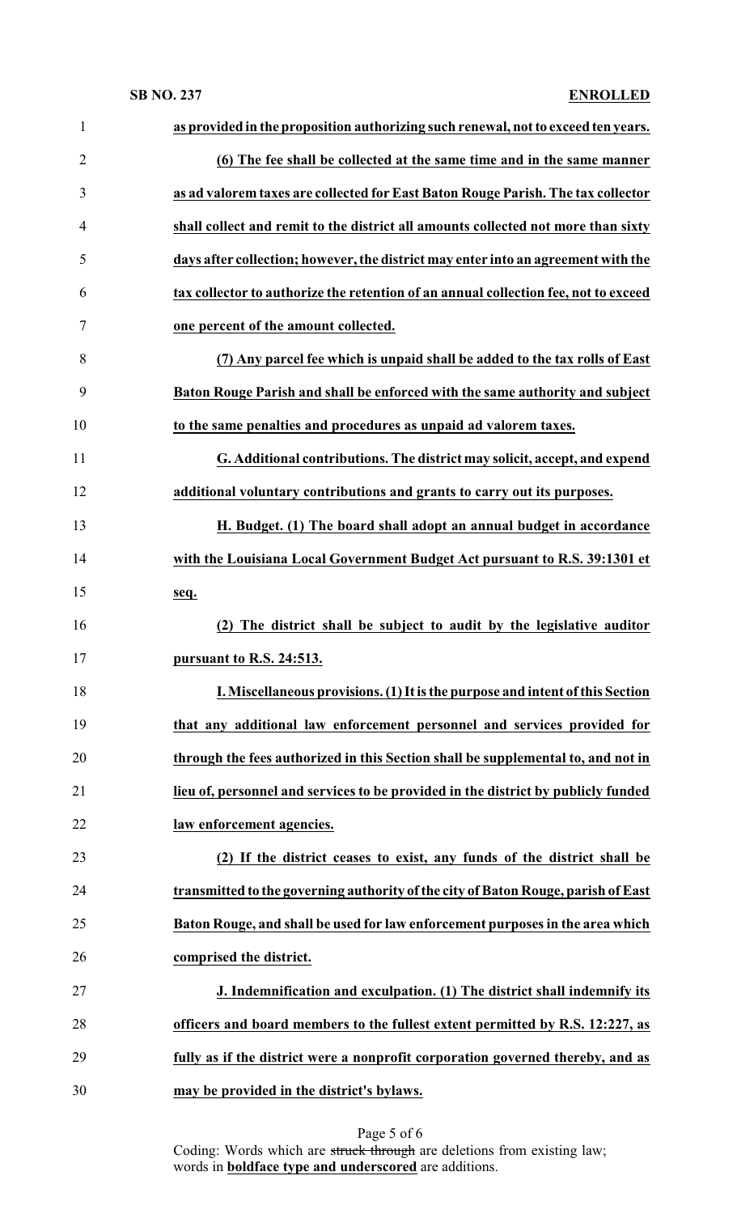**as provided in the proposition authorizing such renewal, not to exceed ten years.**

**(6) The fee shall be collected at the same time and in the same manner as ad valorem taxes are collected for East Baton Rouge Parish. The tax collector shall collect and remit to the district all amounts collected not more than sixty days after collection; however, the district may enter into an agreement with the tax collector to authorize the retention of an annual collection fee, not to exceed one percent of the amount collected.**

**(7) Any parcel fee which is unpaid shall be added to the tax rolls of East Baton Rouge Parish and shall be enforced with the same authority and subject to the same penalties and procedures as unpaid ad valorem taxes.**

**G. Additional contributions. The district may solicit, accept, and expend additional voluntary contributions and grants to carry out its purposes.**

**H. Budget. (1) The board shall adopt an annual budget in accordance with the Louisiana Local Government Budget Act pursuant to R.S. 39:1301 et seq.**

**(2) The district shall be subject to audit by the legislative auditor pursuant to R.S. 24:513.**

**I. Miscellaneous provisions. (1) It is the purpose and intent of this Section that any additional law enforcement personnel and services provided for through the fees authorized in this Section shall be supplemental to, and not in lieu of, personnel and services to be provided in the district by publicly funded law enforcement agencies.**

**(2) If the district ceases to exist, any funds of the district shall be transmitted to the governing authority of the city of Baton Rouge, parish of East Baton Rouge, and shall be used for law enforcement purposes in the area which comprised the district.**

**J. Indemnification and exculpation. (1) The district shall indemnify its officers and board members to the fullest extent permitted by R.S. 12:227, as fully as if the district were a nonprofit corporation governed thereby, and as may be provided in the district's bylaws.**

Coding: Words which are ~~struck through~~ are deletions from existing law; words in **boldface type and underscored** are additions.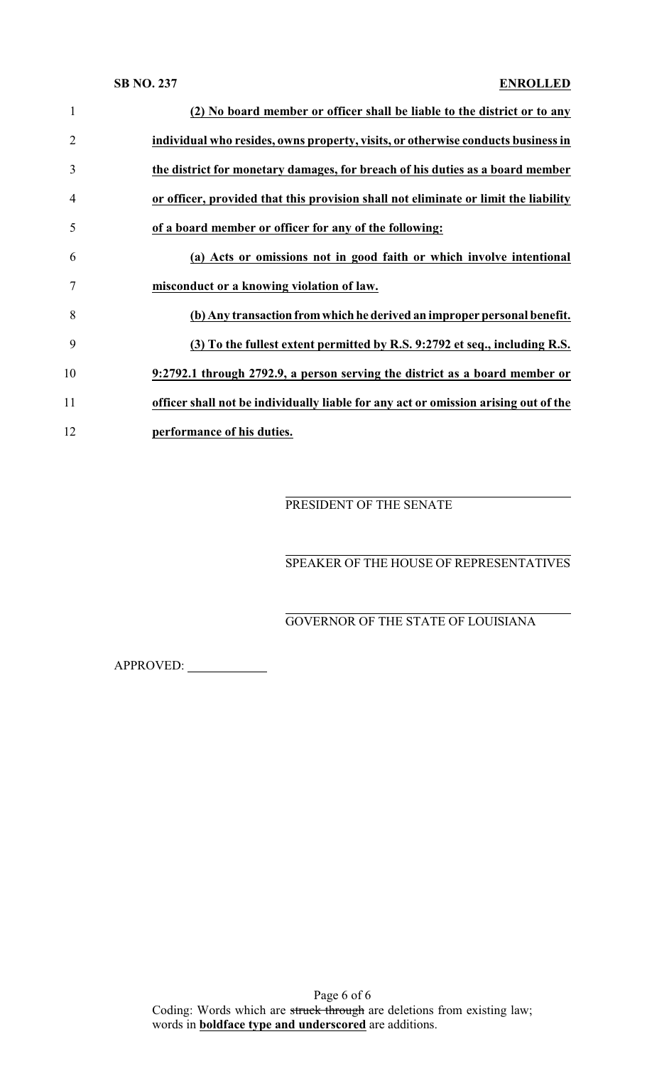**(2) No board member or officer shall be liable to the district or to any individual who resides, owns property, visits, or otherwise conducts business in the district for monetary damages, for breach of his duties as a board member or officer, provided that this provision shall not eliminate or limit the liability of a board member or officer for any of the following:**

**(a) Acts or omissions not in good faith or which involve intentional misconduct or a knowing violation of law.**

**(b) Any transaction from which he derived an improper personal benefit.**

**(3) To the fullest extent permitted by R.S. 9:2792 et seq., including R.S. 9:2792.1 through 2792.9, a person serving the district as a board member or officer shall not be individually liable for any act or omission arising out of the performance of his duties.**

PRESIDENT OF THE SENATE

SPEAKER OF THE HOUSE OF REPRESENTATIVES

GOVERNOR OF THE STATE OF LOUISIANA

APPROVED: \_\_\_\_\_\_\_\_\_\_\_\_

Coding: Words which are ~~struck through~~ are deletions from existing law; words in **boldface type and underscored** are additions.